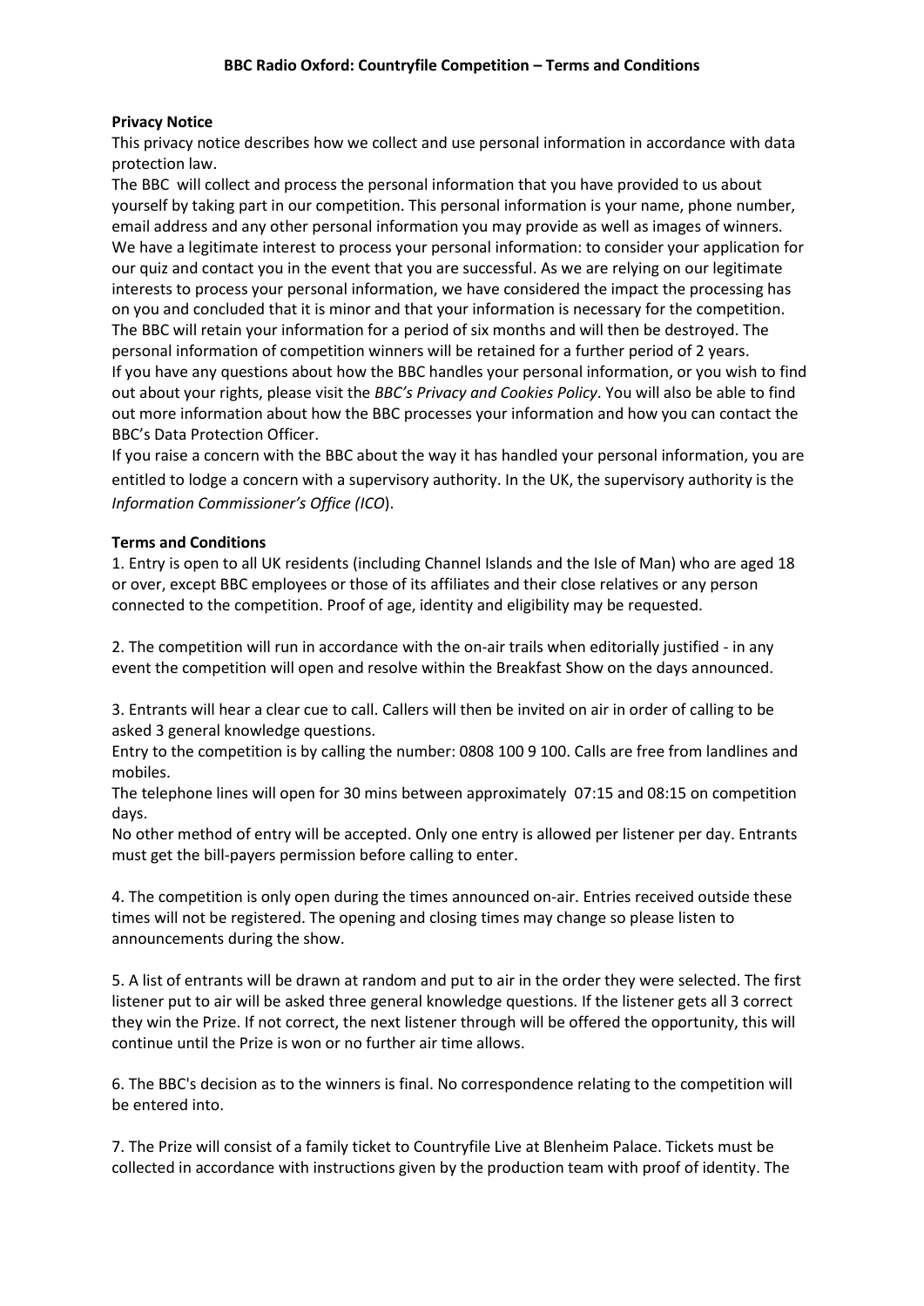# BBC Radio Oxford: Countryfile Competition – Terms and Conditions

**Privacy Notice**

This privacy notice describes how we collect and use personal information in accordance with data protection law.

The BBC will collect and process the personal information that you have provided to us about yourself by taking part in our competition. This personal information is your name, phone number, email address and any other personal information you may provide as well as images of winners. We have a legitimate interest to process your personal information: to consider your application for our quiz and contact you in the event that you are successful. As we are relying on our legitimate interests to process your personal information, we have considered the impact the processing has on you and concluded that it is minor and that your information is necessary for the competition. The BBC will retain your information for a period of six months and will then be destroyed. The personal information of competition winners will be retained for a further period of 2 years. If you have any questions about how the BBC handles your personal information, or you wish to find out about your rights, please visit the *BBC's Privacy and Cookies Policy*. You will also be able to find out more information about how the BBC processes your information and how you can contact the BBC's Data Protection Officer.

If you raise a concern with the BBC about the way it has handled your personal information, you are entitled to lodge a concern with a supervisory authority. In the UK, the supervisory authority is the *Information Commissioner's Office (ICO)*.

**Terms and Conditions**

1. Entry is open to all UK residents (including Channel Islands and the Isle of Man) who are aged 18 or over, except BBC employees or those of its affiliates and their close relatives or any person connected to the competition. Proof of age, identity and eligibility may be requested.

2. The competition will run in accordance with the on-air trails when editorially justified - in any event the competition will open and resolve within the Breakfast Show on the days announced.

3. Entrants will hear a clear cue to call. Callers will then be invited on air in order of calling to be asked 3 general knowledge questions.
Entry to the competition is by calling the number: 0808 100 9 100. Calls are free from landlines and mobiles.
The telephone lines will open for 30 mins between approximately 07:15 and 08:15 on competition days.
No other method of entry will be accepted. Only one entry is allowed per listener per day. Entrants must get the bill-payers permission before calling to enter.

4. The competition is only open during the times announced on-air. Entries received outside these times will not be registered. The opening and closing times may change so please listen to announcements during the show.

5. A list of entrants will be drawn at random and put to air in the order they were selected. The first listener put to air will be asked three general knowledge questions. If the listener gets all 3 correct they win the Prize. If not correct, the next listener through will be offered the opportunity, this will continue until the Prize is won or no further air time allows.

6. The BBC's decision as to the winners is final. No correspondence relating to the competition will be entered into.

7. The Prize will consist of a family ticket to Countryfile Live at Blenheim Palace. Tickets must be collected in accordance with instructions given by the production team with proof of identity. The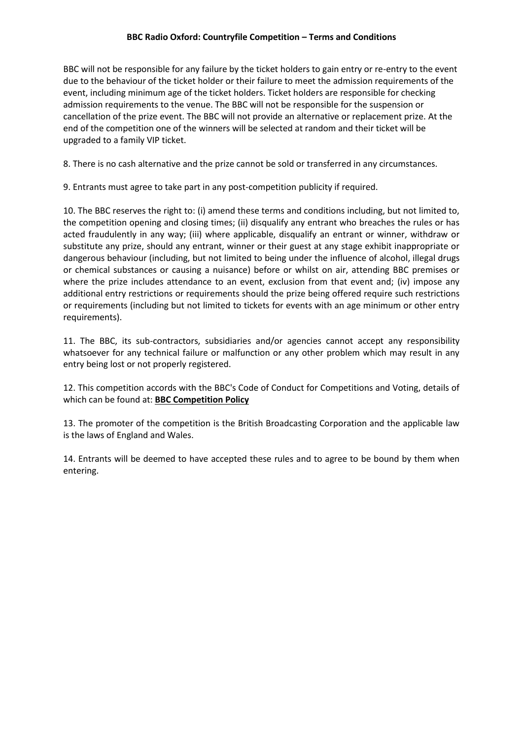BBC will not be responsible for any failure by the ticket holders to gain entry or re-entry to the event due to the behaviour of the ticket holder or their failure to meet the admission requirements of the event, including minimum age of the ticket holders. Ticket holders are responsible for checking admission requirements to the venue. The BBC will not be responsible for the suspension or cancellation of the prize event. The BBC will not provide an alternative or replacement prize. At the end of the competition one of the winners will be selected at random and their ticket will be upgraded to a family VIP ticket.

8. There is no cash alternative and the prize cannot be sold or transferred in any circumstances.

9. Entrants must agree to take part in any post-competition publicity if required.

10. The BBC reserves the right to: (i) amend these terms and conditions including, but not limited to, the competition opening and closing times; (ii) disqualify any entrant who breaches the rules or has acted fraudulently in any way; (iii) where applicable, disqualify an entrant or winner, withdraw or substitute any prize, should any entrant, winner or their guest at any stage exhibit inappropriate or dangerous behaviour (including, but not limited to being under the influence of alcohol, illegal drugs or chemical substances or causing a nuisance) before or whilst on air, attending BBC premises or where the prize includes attendance to an event, exclusion from that event and; (iv) impose any additional entry restrictions or requirements should the prize being offered require such restrictions or requirements (including but not limited to tickets for events with an age minimum or other entry requirements).

11. The BBC, its sub-contractors, subsidiaries and/or agencies cannot accept any responsibility whatsoever for any technical failure or malfunction or any other problem which may result in any entry being lost or not properly registered.

12. This competition accords with the BBC's Code of Conduct for Competitions and Voting, details of which can be found at: **BBC Competition Policy**

13. The promoter of the competition is the British Broadcasting Corporation and the applicable law is the laws of England and Wales.

14. Entrants will be deemed to have accepted these rules and to agree to be bound by them when entering.